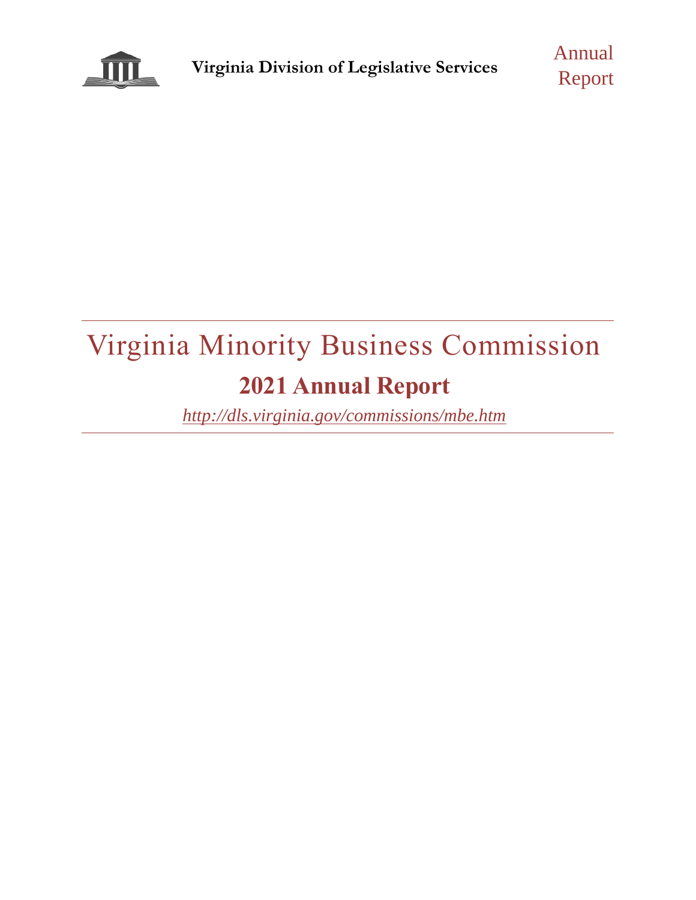**Virginia Division of Legislative Services**

Annual Report

# Virginia Minority Business Commission

## 2021 Annual Report

*http://dls.virginia.gov/commissions/mbe.htm*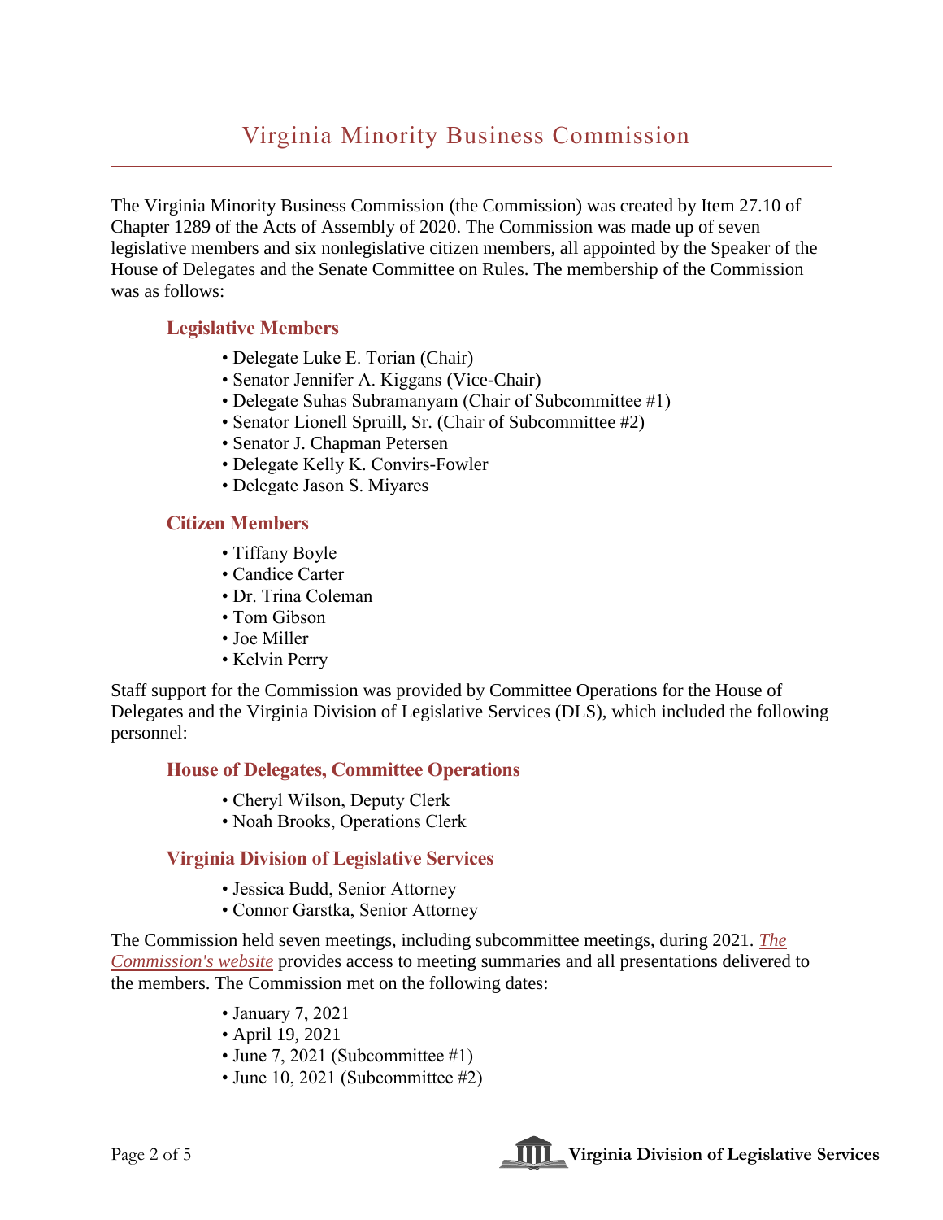# Virginia Minority Business Commission

The Virginia Minority Business Commission (the Commission) was created by Item 27.10 of Chapter 1289 of the Acts of Assembly of 2020. The Commission was made up of seven legislative members and six nonlegislative citizen members, all appointed by the Speaker of the House of Delegates and the Senate Committee on Rules. The membership of the Commission was as follows:

### Legislative Members

- Delegate Luke E. Torian (Chair)
- Senator Jennifer A. Kiggans (Vice-Chair)
- Delegate Suhas Subramanyam (Chair of Subcommittee #1)
- Senator Lionell Spruill, Sr. (Chair of Subcommittee #2)
- Senator J. Chapman Petersen
- Delegate Kelly K. Convirs-Fowler
- Delegate Jason S. Miyares

### Citizen Members

- Tiffany Boyle
- Candice Carter
- Dr. Trina Coleman
- Tom Gibson
- Joe Miller
- Kelvin Perry

Staff support for the Commission was provided by Committee Operations for the House of Delegates and the Virginia Division of Legislative Services (DLS), which included the following personnel:

### House of Delegates, Committee Operations

- Cheryl Wilson, Deputy Clerk
- Noah Brooks, Operations Clerk

### Virginia Division of Legislative Services

- Jessica Budd, Senior Attorney
- Connor Garstka, Senior Attorney

The Commission held seven meetings, including subcommittee meetings, during 2021. *The Commission's website* provides access to meeting summaries and all presentations delivered to the members. The Commission met on the following dates:

- January 7, 2021
- April 19, 2021
- June 7, 2021 (Subcommittee #1)
- June 10, 2021 (Subcommittee #2)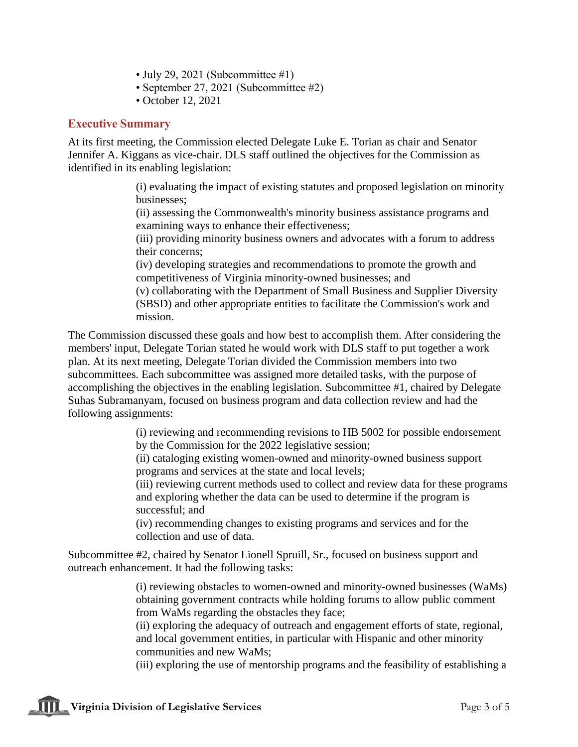- July 29, 2021 (Subcommittee #1)
- September 27, 2021 (Subcommittee #2)
- October 12, 2021

## Executive Summary

At its first meeting, the Commission elected Delegate Luke E. Torian as chair and Senator Jennifer A. Kiggans as vice-chair. DLS staff outlined the objectives for the Commission as identified in its enabling legislation:

> (i) evaluating the impact of existing statutes and proposed legislation on minority businesses;
> (ii) assessing the Commonwealth's minority business assistance programs and examining ways to enhance their effectiveness;
> (iii) providing minority business owners and advocates with a forum to address their concerns;
> (iv) developing strategies and recommendations to promote the growth and competitiveness of Virginia minority-owned businesses; and
> (v) collaborating with the Department of Small Business and Supplier Diversity (SBSD) and other appropriate entities to facilitate the Commission's work and mission.

The Commission discussed these goals and how best to accomplish them. After considering the members' input, Delegate Torian stated he would work with DLS staff to put together a work plan. At its next meeting, Delegate Torian divided the Commission members into two subcommittees. Each subcommittee was assigned more detailed tasks, with the purpose of accomplishing the objectives in the enabling legislation. Subcommittee #1, chaired by Delegate Suhas Subramanyam, focused on business program and data collection review and had the following assignments:

> (i) reviewing and recommending revisions to HB 5002 for possible endorsement by the Commission for the 2022 legislative session;
> (ii) cataloging existing women-owned and minority-owned business support programs and services at the state and local levels;
> (iii) reviewing current methods used to collect and review data for these programs and exploring whether the data can be used to determine if the program is successful; and
> (iv) recommending changes to existing programs and services and for the collection and use of data.

Subcommittee #2, chaired by Senator Lionell Spruill, Sr., focused on business support and outreach enhancement. It had the following tasks:

> (i) reviewing obstacles to women-owned and minority-owned businesses (WaMs) obtaining government contracts while holding forums to allow public comment from WaMs regarding the obstacles they face;
> (ii) exploring the adequacy of outreach and engagement efforts of state, regional, and local government entities, in particular with Hispanic and other minority communities and new WaMs;
> (iii) exploring the use of mentorship programs and the feasibility of establishing a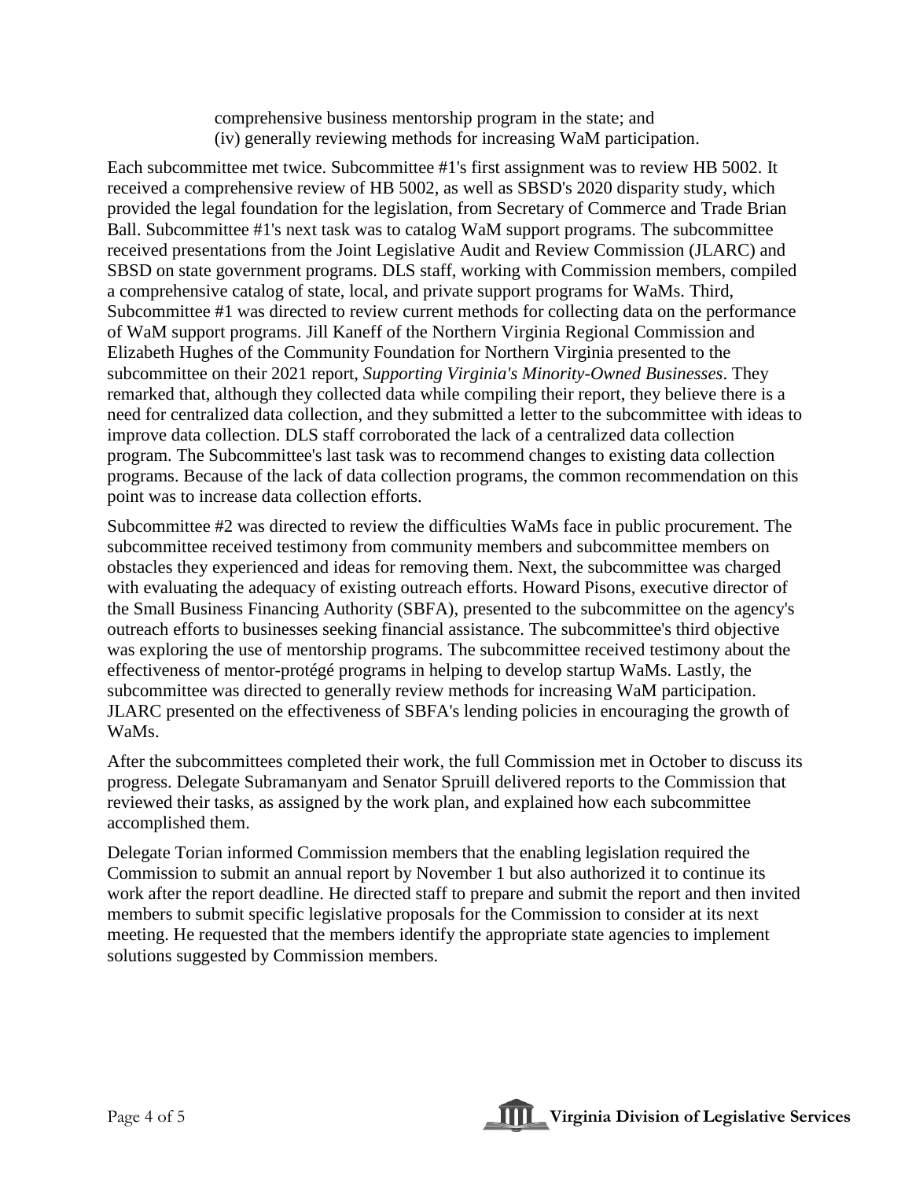comprehensive business mentorship program in the state; and
(iv) generally reviewing methods for increasing WaM participation.

Each subcommittee met twice. Subcommittee #1's first assignment was to review HB 5002. It received a comprehensive review of HB 5002, as well as SBSD's 2020 disparity study, which provided the legal foundation for the legislation, from Secretary of Commerce and Trade Brian Ball. Subcommittee #1's next task was to catalog WaM support programs. The subcommittee received presentations from the Joint Legislative Audit and Review Commission (JLARC) and SBSD on state government programs. DLS staff, working with Commission members, compiled a comprehensive catalog of state, local, and private support programs for WaMs. Third, Subcommittee #1 was directed to review current methods for collecting data on the performance of WaM support programs. Jill Kaneff of the Northern Virginia Regional Commission and Elizabeth Hughes of the Community Foundation for Northern Virginia presented to the subcommittee on their 2021 report, *Supporting Virginia's Minority-Owned Businesses*. They remarked that, although they collected data while compiling their report, they believe there is a need for centralized data collection, and they submitted a letter to the subcommittee with ideas to improve data collection. DLS staff corroborated the lack of a centralized data collection program. The Subcommittee's last task was to recommend changes to existing data collection programs. Because of the lack of data collection programs, the common recommendation on this point was to increase data collection efforts.

Subcommittee #2 was directed to review the difficulties WaMs face in public procurement. The subcommittee received testimony from community members and subcommittee members on obstacles they experienced and ideas for removing them. Next, the subcommittee was charged with evaluating the adequacy of existing outreach efforts. Howard Pisons, executive director of the Small Business Financing Authority (SBFA), presented to the subcommittee on the agency's outreach efforts to businesses seeking financial assistance. The subcommittee's third objective was exploring the use of mentorship programs. The subcommittee received testimony about the effectiveness of mentor-protégé programs in helping to develop startup WaMs. Lastly, the subcommittee was directed to generally review methods for increasing WaM participation. JLARC presented on the effectiveness of SBFA's lending policies in encouraging the growth of WaMs.

After the subcommittees completed their work, the full Commission met in October to discuss its progress. Delegate Subramanyam and Senator Spruill delivered reports to the Commission that reviewed their tasks, as assigned by the work plan, and explained how each subcommittee accomplished them.

Delegate Torian informed Commission members that the enabling legislation required the Commission to submit an annual report by November 1 but also authorized it to continue its work after the report deadline. He directed staff to prepare and submit the report and then invited members to submit specific legislative proposals for the Commission to consider at its next meeting. He requested that the members identify the appropriate state agencies to implement solutions suggested by Commission members.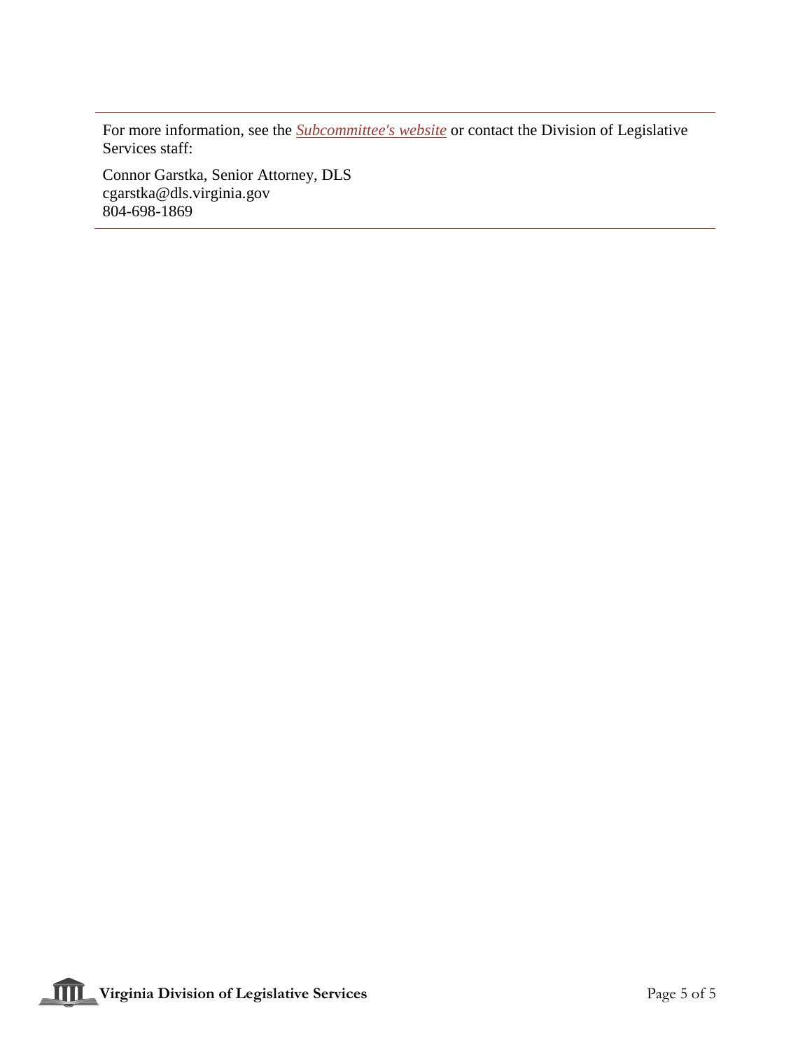For more information, see the *Subcommittee's website* or contact the Division of Legislative Services staff:

Connor Garstka, Senior Attorney, DLS
cgarstka@dls.virginia.gov
804-698-1869